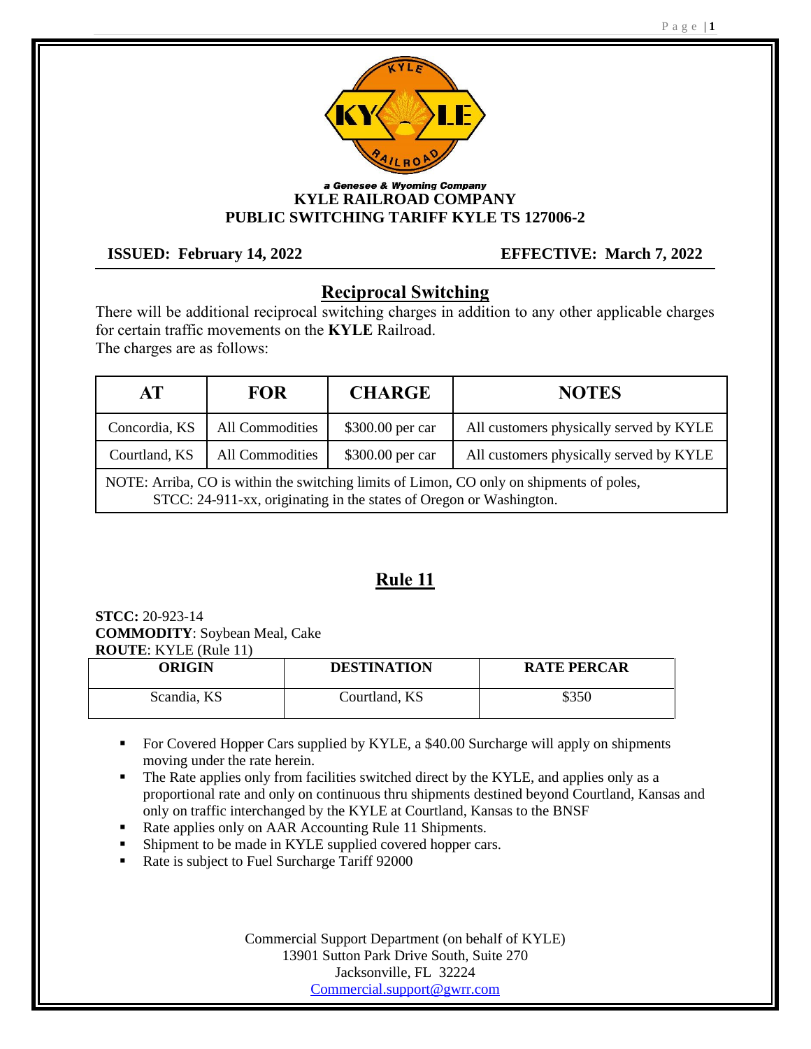a Genesee & Wyoming Company

**KYLE RAILROAD COMPANY**

**PUBLIC SWITCHING TARIFF KYLE TS 127006-2**

**ISSUED: February 14, 2022** **EFFECTIVE: March 7, 2022**

## Reciprocal Switching

There will be additional reciprocal switching charges in addition to any other applicable charges for certain traffic movements on the **KYLE** Railroad.
The charges are as follows:

| AT | FOR | CHARGE | NOTES |
|---|---|---|---|
| Concordia, KS | All Commodities | $300.00 per car | All customers physically served by KYLE |
| Courtland, KS | All Commodities | $300.00 per car | All customers physically served by KYLE |
| NOTE: Arriba, CO is within the switching limits of Limon, CO only on shipments of poles, STCC: 24-911-xx, originating in the states of Oregon or Washington. | | | |

## Rule 11

**STCC:** 20-923-14
**COMMODITY**: Soybean Meal, Cake
**ROUTE**: KYLE (Rule 11)

| ORIGIN | DESTINATION | RATE PERCAR |
|---|---|---|
| Scandia, KS | Courtland, KS | $350 |

- For Covered Hopper Cars supplied by KYLE, a $40.00 Surcharge will apply on shipments moving under the rate herein.
- The Rate applies only from facilities switched direct by the KYLE, and applies only as a proportional rate and only on continuous thru shipments destined beyond Courtland, Kansas and only on traffic interchanged by the KYLE at Courtland, Kansas to the BNSF
- Rate applies only on AAR Accounting Rule 11 Shipments.
- Shipment to be made in KYLE supplied covered hopper cars.
- Rate is subject to Fuel Surcharge Tariff 92000

Commercial Support Department (on behalf of KYLE)
13901 Sutton Park Drive South, Suite 270
Jacksonville, FL 32224
Commercial.support@gwrr.com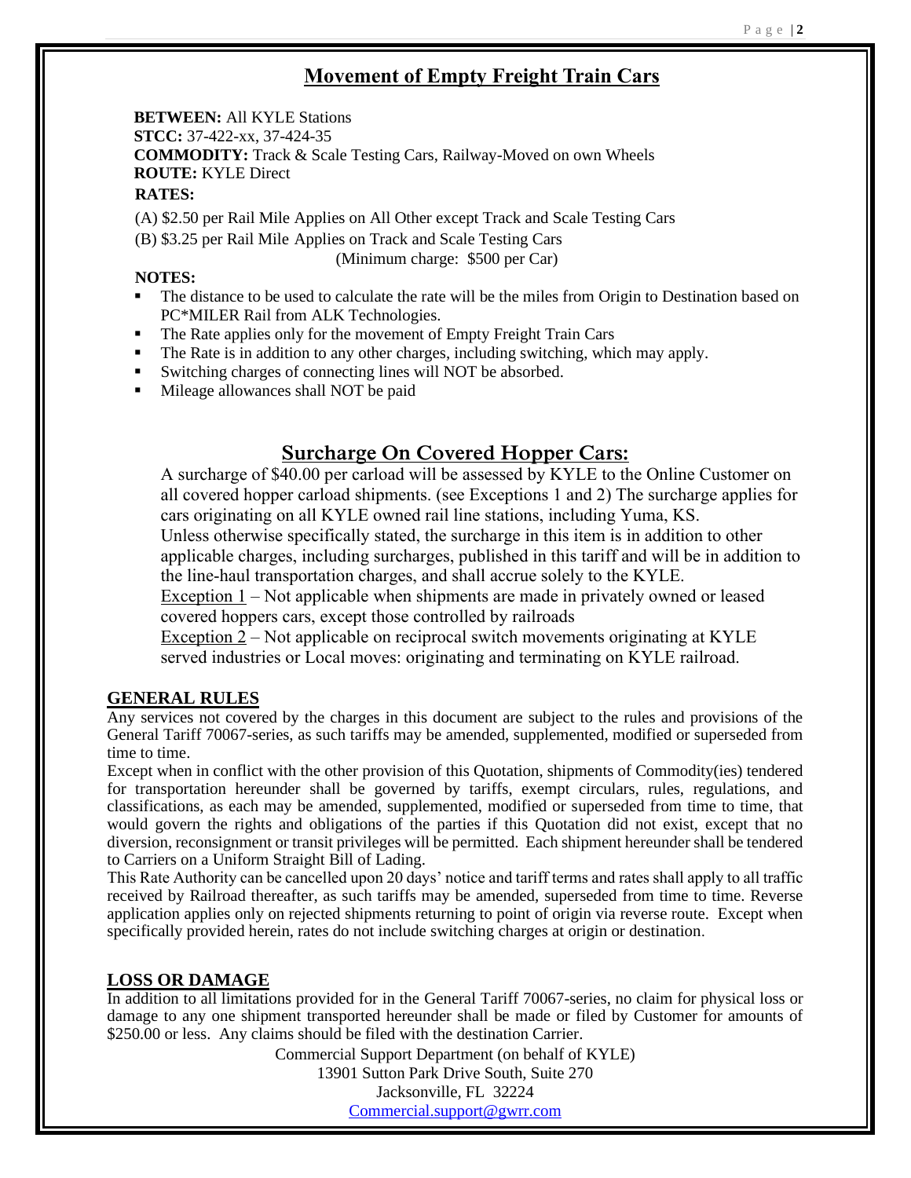## Movement of Empty Freight Train Cars

**BETWEEN:** All KYLE Stations
**STCC:** 37-422-xx, 37-424-35
**COMMODITY:** Track & Scale Testing Cars, Railway-Moved on own Wheels
**ROUTE:** KYLE Direct
**RATES:**

(A) $2.50 per Rail Mile Applies on All Other except Track and Scale Testing Cars

(B) $3.25 per Rail Mile Applies on Track and Scale Testing Cars

(Minimum charge: $500 per Car)

**NOTES:**

- The distance to be used to calculate the rate will be the miles from Origin to Destination based on PC*MILER Rail from ALK Technologies.
- The Rate applies only for the movement of Empty Freight Train Cars
- The Rate is in addition to any other charges, including switching, which may apply.
- Switching charges of connecting lines will NOT be absorbed.
- Mileage allowances shall NOT be paid

## Surcharge On Covered Hopper Cars:

A surcharge of $40.00 per carload will be assessed by KYLE to the Online Customer on all covered hopper carload shipments. (see Exceptions 1 and 2) The surcharge applies for cars originating on all KYLE owned rail line stations, including Yuma, KS.
Unless otherwise specifically stated, the surcharge in this item is in addition to other applicable charges, including surcharges, published in this tariff and will be in addition to the line-haul transportation charges, and shall accrue solely to the KYLE.
Exception 1 – Not applicable when shipments are made in privately owned or leased covered hoppers cars, except those controlled by railroads
Exception 2 – Not applicable on reciprocal switch movements originating at KYLE served industries or Local moves: originating and terminating on KYLE railroad.

### GENERAL RULES

Any services not covered by the charges in this document are subject to the rules and provisions of the General Tariff 70067-series, as such tariffs may be amended, supplemented, modified or superseded from time to time.
Except when in conflict with the other provision of this Quotation, shipments of Commodity(ies) tendered for transportation hereunder shall be governed by tariffs, exempt circulars, rules, regulations, and classifications, as each may be amended, supplemented, modified or superseded from time to time, that would govern the rights and obligations of the parties if this Quotation did not exist, except that no diversion, reconsignment or transit privileges will be permitted. Each shipment hereunder shall be tendered to Carriers on a Uniform Straight Bill of Lading.
This Rate Authority can be cancelled upon 20 days' notice and tariff terms and rates shall apply to all traffic received by Railroad thereafter, as such tariffs may be amended, superseded from time to time. Reverse application applies only on rejected shipments returning to point of origin via reverse route. Except when specifically provided herein, rates do not include switching charges at origin or destination.

### LOSS OR DAMAGE

In addition to all limitations provided for in the General Tariff 70067-series, no claim for physical loss or damage to any one shipment transported hereunder shall be made or filed by Customer for amounts of $250.00 or less. Any claims should be filed with the destination Carrier.

Commercial Support Department (on behalf of KYLE)
13901 Sutton Park Drive South, Suite 270
Jacksonville, FL 32224
Commercial.support@gwrr.com